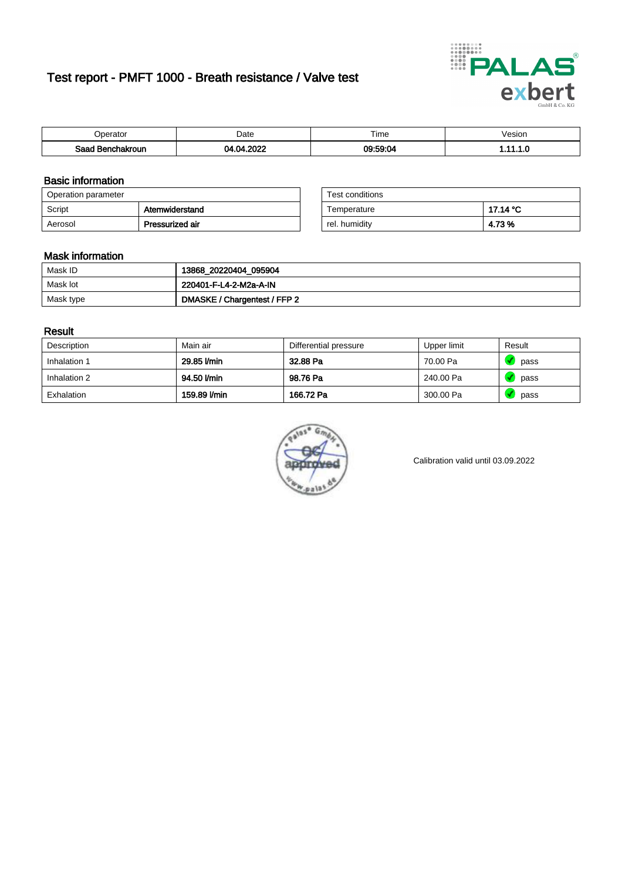# Test report - PMFT 1000 - Breath resistance / Valve test

| Operator | Date | Time | Vesion |
|---|---|---|---|
| Saad Benchakroun | 04.04.2022 | 09:59:04 | 1.11.1.0 |

## Basic information

| Operation parameter | |
|---|---|
| Script | Atemwiderstand |
| Aerosol | Pressurized air |

| Test conditions | |
|---|---|
| Temperature | 17.14 °C |
| rel. humidity | 4.73 % |

## Mask information

| | |
|---|---|
| Mask ID | 13868_20220404_095904 |
| Mask lot | 220401-F-L4-2-M2a-A-IN |
| Mask type | DMASKE / Chargentest / FFP 2 |

## Result

| Description | Main air | Differential pressure | Upper limit | Result |
|---|---|---|---|---|
| Inhalation 1 | 29.85 l/min | 32.88 Pa | 70.00 Pa | pass |
| Inhalation 2 | 94.50 l/min | 98.76 Pa | 240.00 Pa | pass |
| Exhalation | 159.89 l/min | 166.72 Pa | 300.00 Pa | pass |

Calibration valid until 03.09.2022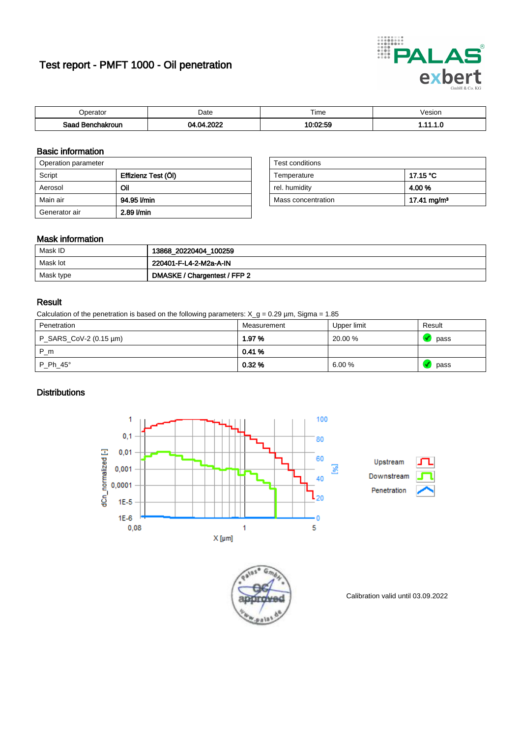# Test report - PMFT 1000 - Oil penetration

PALAS exbert GmbH & Co. KG

| Operator | Date | Time | Vesion |
|---|---|---|---|
| **Saad Benchakroun** | **04.04.2022** | **10:02:59** | **1.11.1.0** |

## Basic information

| Operation parameter | |
|---|---|
| Script | **Effizienz Test (Öl)** |
| Aerosol | **Oil** |
| Main air | **94.95 l/min** |
| Generator air | **2.89 l/min** |

| Test conditions | |
|---|---|
| Temperature | **17.15 °C** |
| rel. humidity | **4.00 %** |
| Mass concentration | **17.41 mg/m³** |

## Mask information

| | |
|---|---|
| Mask ID | **13868_20220404_100259** |
| Mask lot | **220401-F-L4-2-M2a-A-IN** |
| Mask type | **DMASKE / Chargentest / FFP 2** |

## Result

Calculation of the penetration is based on the following parameters: X_g = 0.29 µm, Sigma = 1.85

| Penetration | Measurement | Upper limit | Result |
|---|---|---|---|
| P_SARS_CoV-2 (0.15 µm) | **1.97 %** | 20.00 % | pass |
| P_m | **0.41 %** | | |
| P_Ph_45° | **0.32 %** | 6.00 % | pass |

## Distributions

1
0,1
0,01
0,001
0,0001
1E-5
1E-6
dCn_normalized [-]
0,08
1
5
X [µm]
100
80
60
40
20
0
[%]

Upstream
Downstream
Penetration

Palas® GmbH
QC approved
www.palas.de

Calibration valid until 03.09.2022